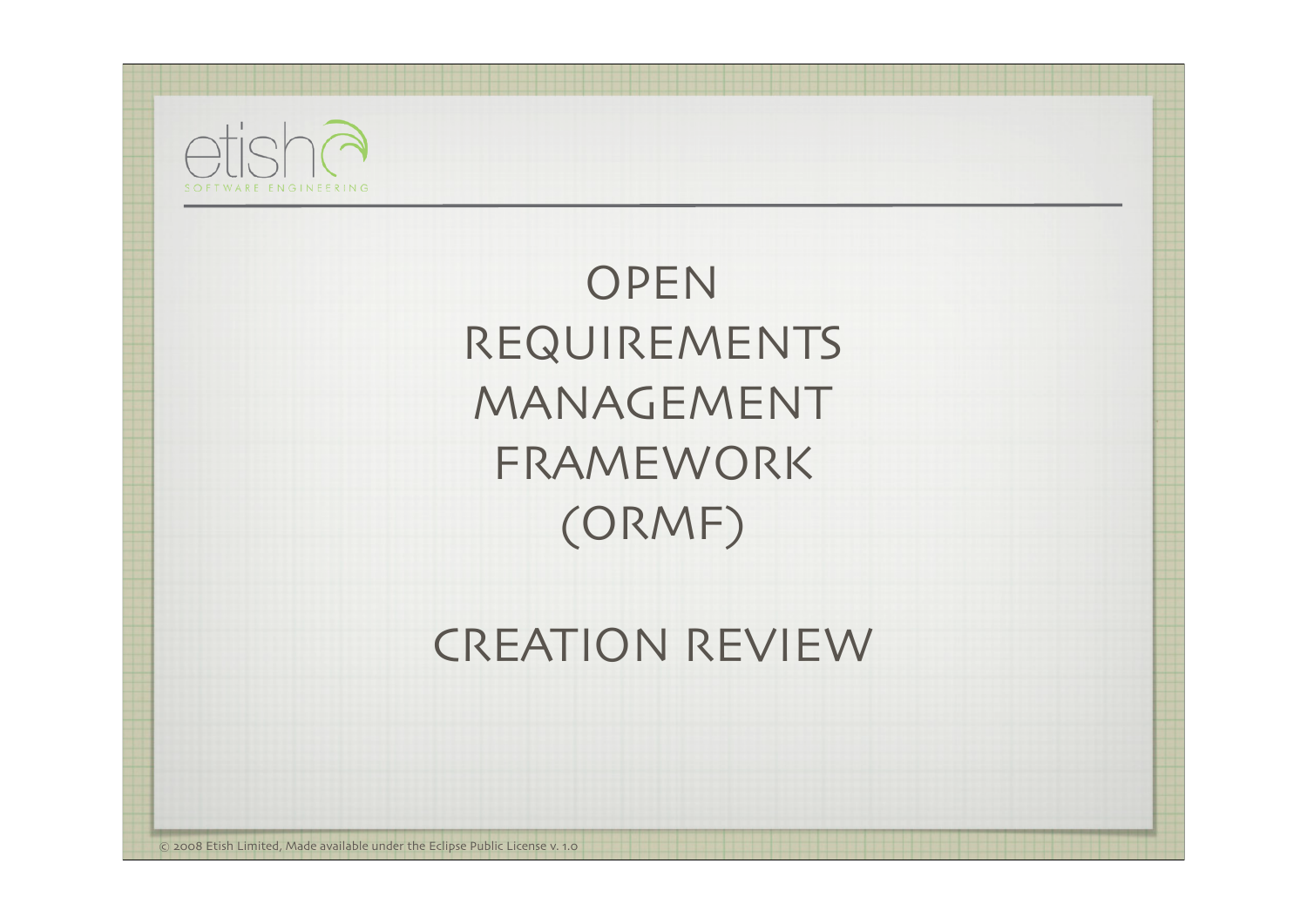etish

SOFTWARE ENGINEERING

# OPEN REQUIREMENTS MANAGEMENT FRAMEWORK (ORMF)

## CREATION REVIEW

© 2008 Etish Limited, Made available under the Eclipse Public License v. 1.0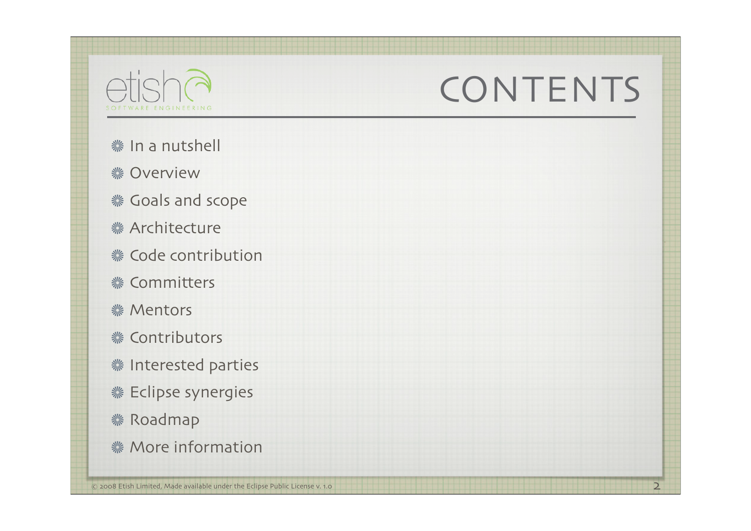# CONTENTS

- In a nutshell
- Overview
- Goals and scope
- Architecture
- Code contribution
- Committers
- Mentors
- Contributors
- Interested parties
- Eclipse synergies
- Roadmap
- More information

© 2008 Etish Limited, Made available under the Eclipse Public License v. 1.0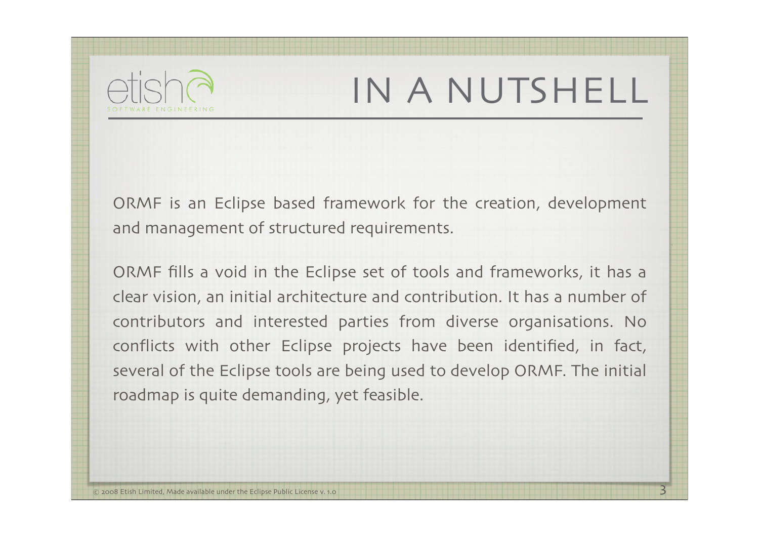# IN A NUTSHELL

ORMF is an Eclipse based framework for the creation, development and management of structured requirements.

ORMF fills a void in the Eclipse set of tools and frameworks, it has a clear vision, an initial architecture and contribution. It has a number of contributors and interested parties from diverse organisations. No conflicts with other Eclipse projects have been identified, in fact, several of the Eclipse tools are being used to develop ORMF. The initial roadmap is quite demanding, yet feasible.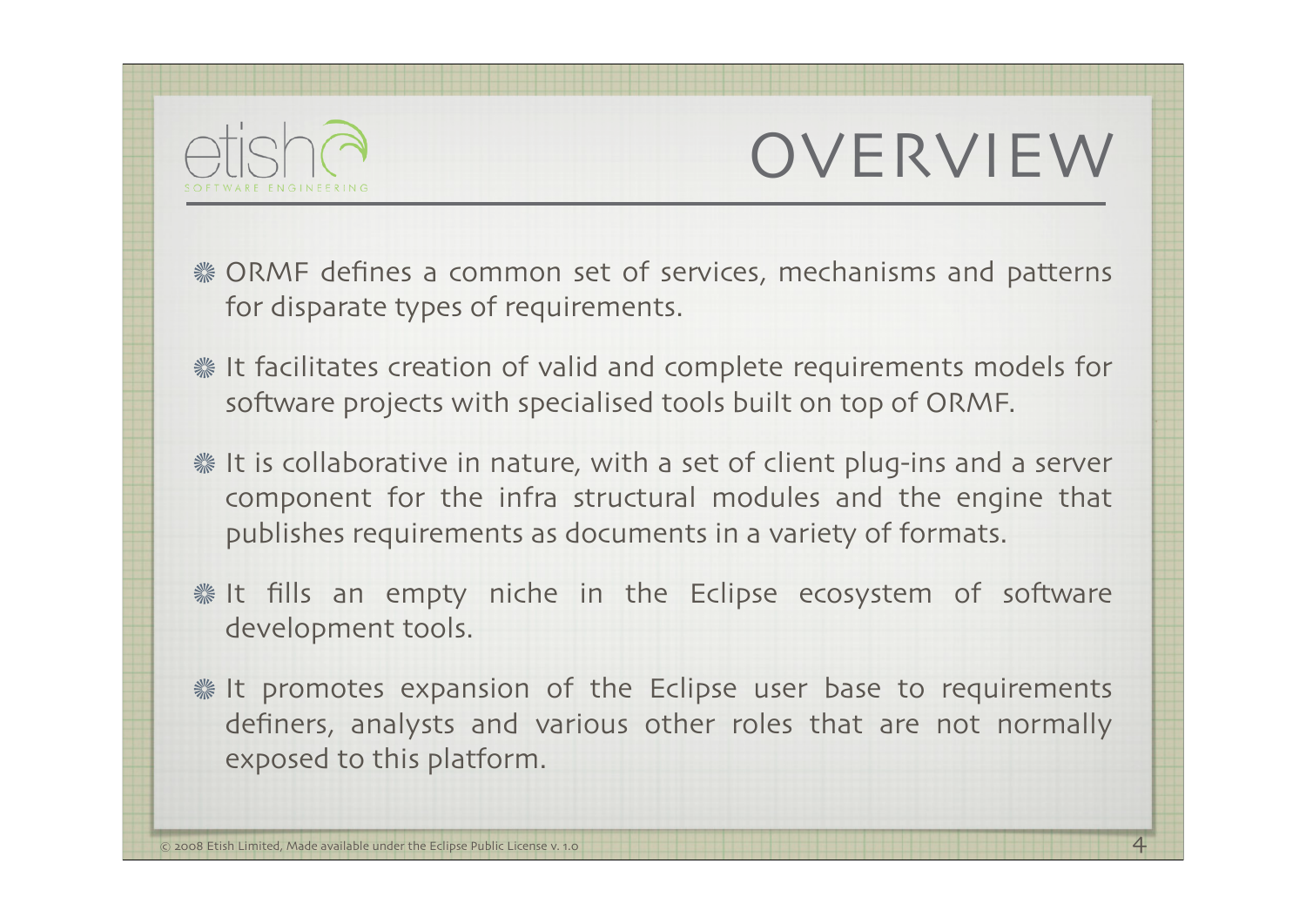# OVERVIEW

- ORMF defines a common set of services, mechanisms and patterns for disparate types of requirements.
- It facilitates creation of valid and complete requirements models for software projects with specialised tools built on top of ORMF.
- It is collaborative in nature, with a set of client plug-ins and a server component for the infra structural modules and the engine that publishes requirements as documents in a variety of formats.
- It fills an empty niche in the Eclipse ecosystem of software development tools.
- It promotes expansion of the Eclipse user base to requirements definers, analysts and various other roles that are not normally exposed to this platform.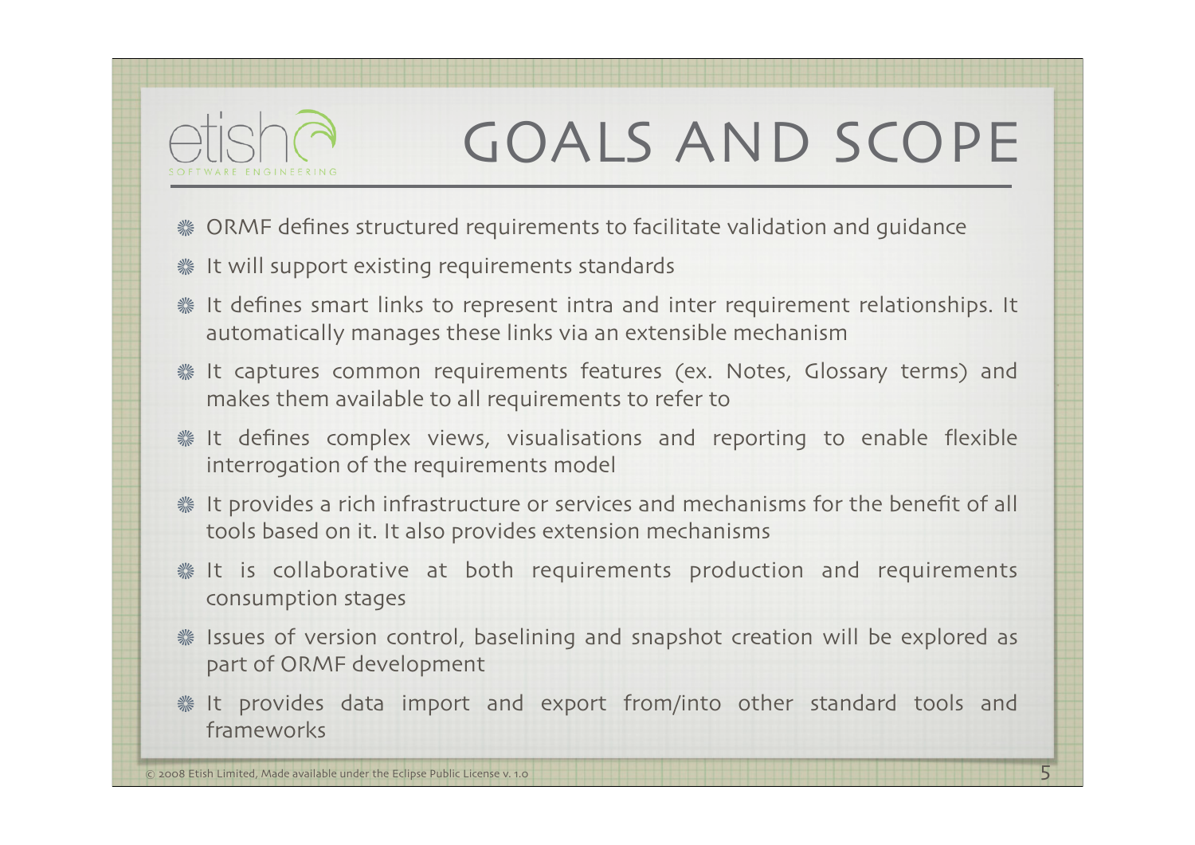# GOALS AND SCOPE

- ORMF defines structured requirements to facilitate validation and guidance
- It will support existing requirements standards
- It defines smart links to represent intra and inter requirement relationships. It automatically manages these links via an extensible mechanism
- It captures common requirements features (ex. Notes, Glossary terms) and makes them available to all requirements to refer to
- It defines complex views, visualisations and reporting to enable flexible interrogation of the requirements model
- It provides a rich infrastructure or services and mechanisms for the benefit of all tools based on it. It also provides extension mechanisms
- It is collaborative at both requirements production and requirements consumption stages
- Issues of version control, baselining and snapshot creation will be explored as part of ORMF development
- It provides data import and export from/into other standard tools and frameworks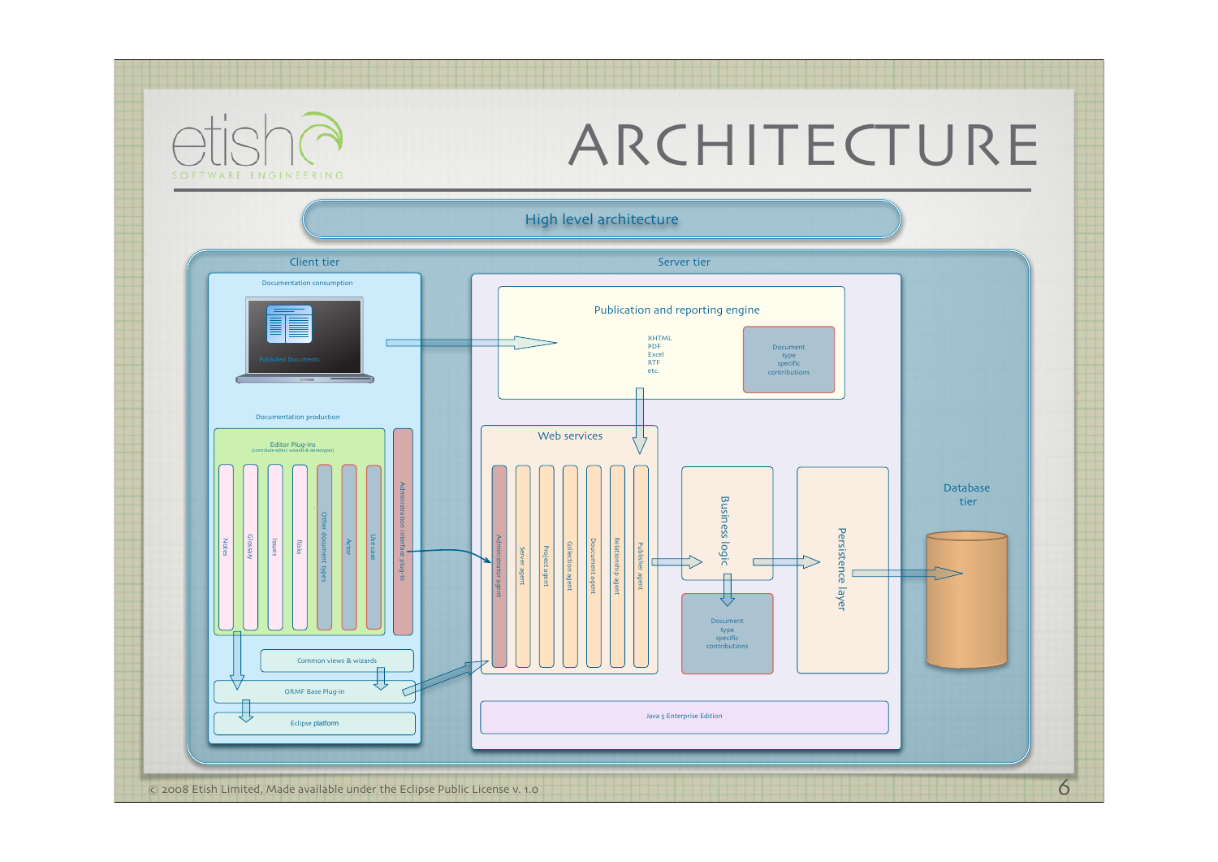# ARCHITECTURE

## High level architecture

**Client tier**

Documentation consumption

- Published Documents

Documentation production

- Editor Plug-ins (contribute editor, wizards & stereotypes)
  - Notes
  - Glossary
  - Issues
  - Risks
  - Other document types
  - Actor
  - Use case
- Administration interface plug-in
- Common views & wizards
- ORMF Base Plug-in
- Eclipse platform

**Server tier**

Publication and reporting engine

- XHTML
- PDF
- Excel
- RTF
- etc.
- Document type specific contributions

Web services

- Administrator agent
- Server agent
- Project agent
- Collection agent
- Document agent
- Relationship agent
- Publisher agent

Business logic

- Document type specific contributions

Persistence layer

Java 5 Enterprise Edition

**Database tier**

© 2008 Etish Limited, Made available under the Eclipse Public License v. 1.0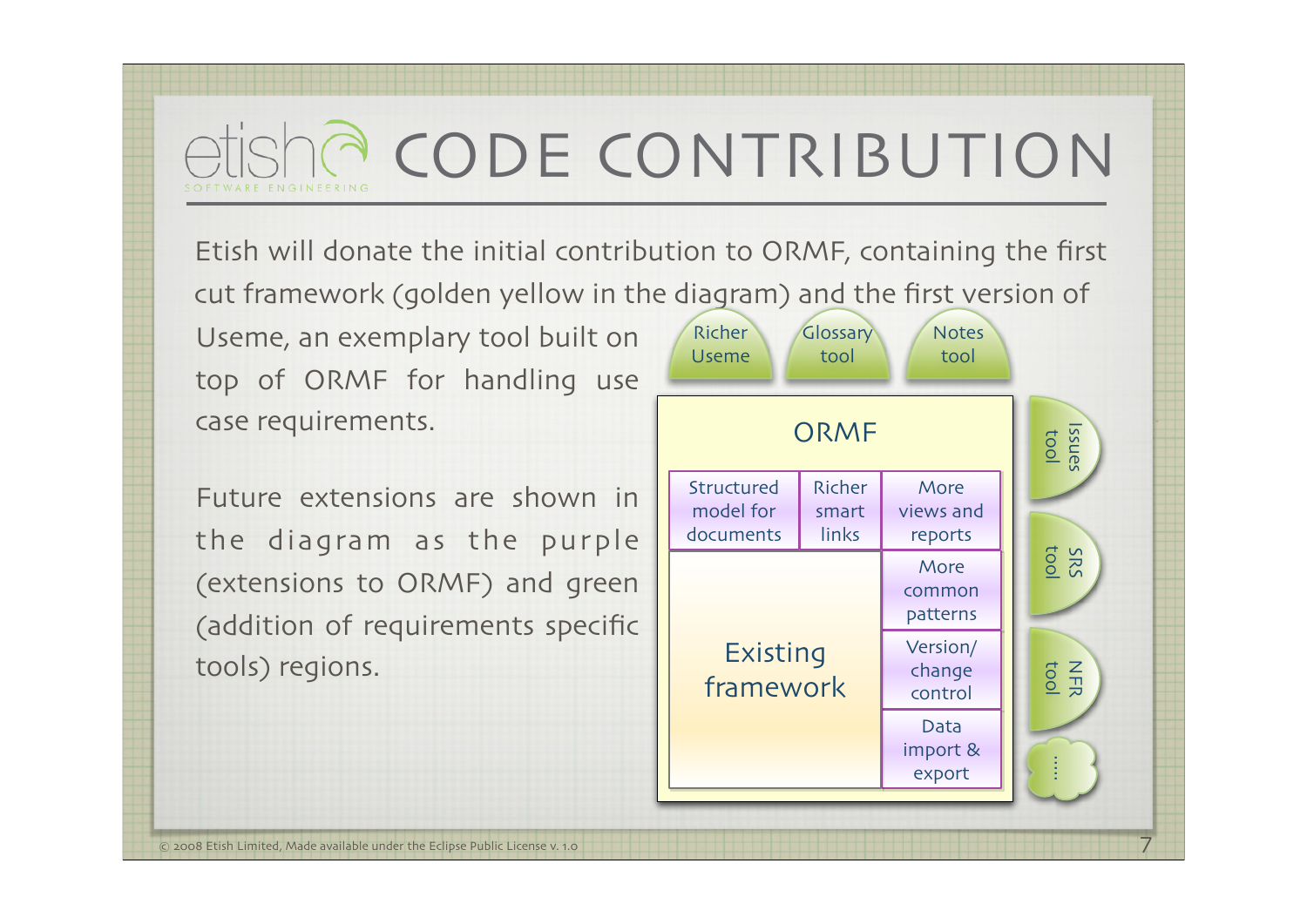# CODE CONTRIBUTION

Etish will donate the initial contribution to ORMF, containing the first cut framework (golden yellow in the diagram) and the first version of Useme, an exemplary tool built on top of ORMF for handling use case requirements.

Future extensions are shown in the diagram as the purple (extensions to ORMF) and green (addition of requirements specific tools) regions.

Richer Useme | Glossary tool | Notes tool

ORMF

Structured model for documents | Richer smart links | More views and reports

Existing framework | More common patterns | Version/ change control | Data import & export

Issues tool | SRS tool | NFR tool | ....

© 2008 Etish Limited, Made available under the Eclipse Public License v. 1.0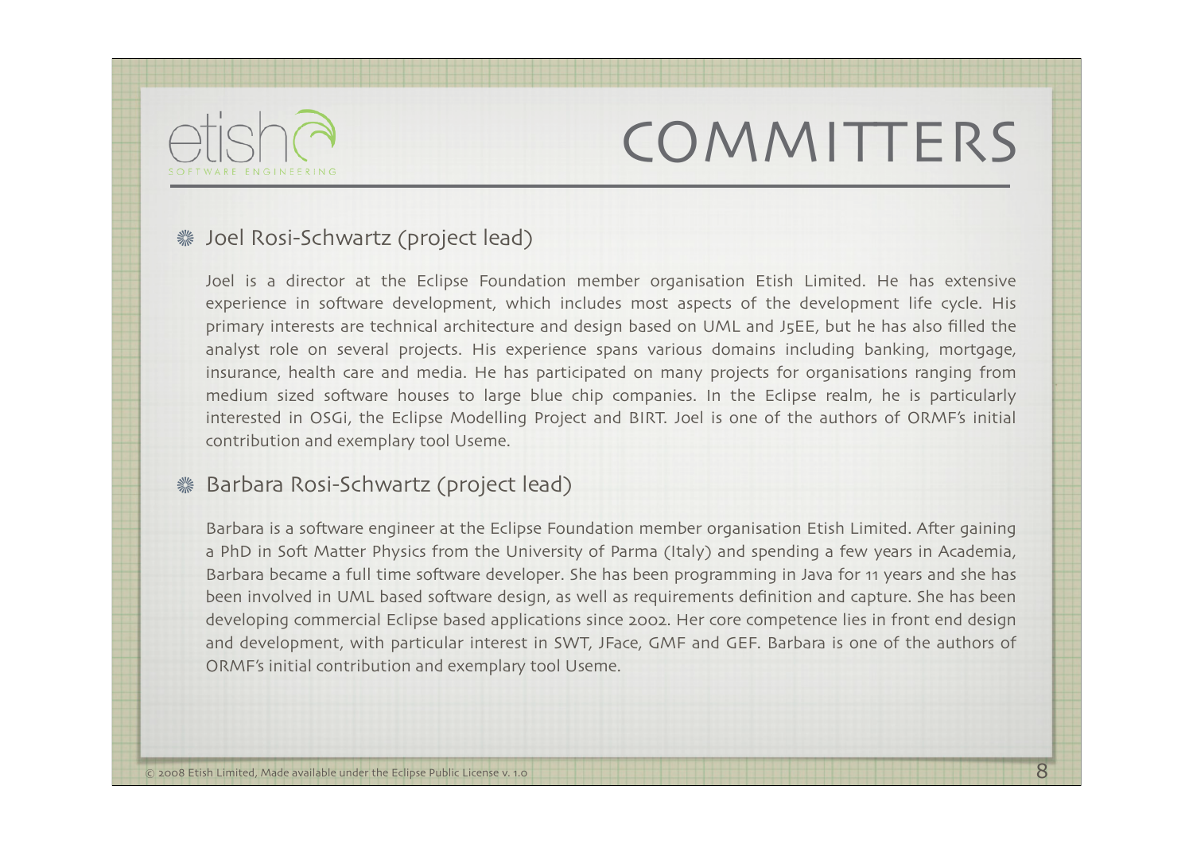# COMMITTERS

- Joel Rosi-Schwartz (project lead)

  Joel is a director at the Eclipse Foundation member organisation Etish Limited. He has extensive experience in software development, which includes most aspects of the development life cycle. His primary interests are technical architecture and design based on UML and J5EE, but he has also filled the analyst role on several projects. His experience spans various domains including banking, mortgage, insurance, health care and media. He has participated on many projects for organisations ranging from medium sized software houses to large blue chip companies. In the Eclipse realm, he is particularly interested in OSGi, the Eclipse Modelling Project and BIRT. Joel is one of the authors of ORMF's initial contribution and exemplary tool Useme.

- Barbara Rosi-Schwartz (project lead)

  Barbara is a software engineer at the Eclipse Foundation member organisation Etish Limited. After gaining a PhD in Soft Matter Physics from the University of Parma (Italy) and spending a few years in Academia, Barbara became a full time software developer. She has been programming in Java for 11 years and she has been involved in UML based software design, as well as requirements definition and capture. She has been developing commercial Eclipse based applications since 2002. Her core competence lies in front end design and development, with particular interest in SWT, JFace, GMF and GEF. Barbara is one of the authors of ORMF's initial contribution and exemplary tool Useme.

© 2008 Etish Limited, Made available under the Eclipse Public License v. 1.0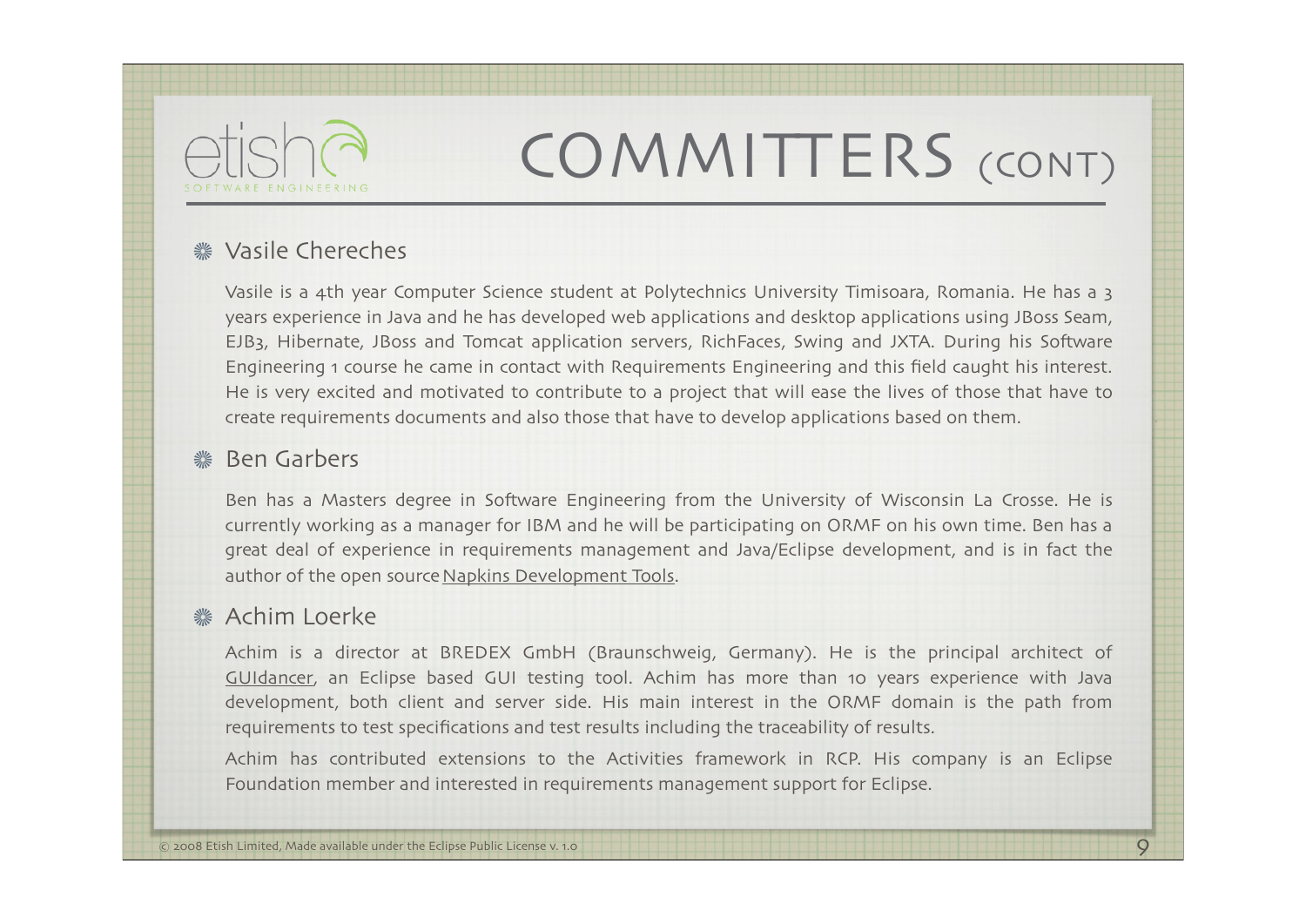# COMMITTERS (CONT)

## Vasile Chereches

Vasile is a 4th year Computer Science student at Polytechnics University Timisoara, Romania. He has a 3 years experience in Java and he has developed web applications and desktop applications using JBoss Seam, EJB3, Hibernate, JBoss and Tomcat application servers, RichFaces, Swing and JXTA. During his Software Engineering 1 course he came in contact with Requirements Engineering and this field caught his interest. He is very excited and motivated to contribute to a project that will ease the lives of those that have to create requirements documents and also those that have to develop applications based on them.

## Ben Garbers

Ben has a Masters degree in Software Engineering from the University of Wisconsin La Crosse. He is currently working as a manager for IBM and he will be participating on ORMF on his own time. Ben has a great deal of experience in requirements management and Java/Eclipse development, and is in fact the author of the open source Napkins Development Tools.

## Achim Loerke

Achim is a director at BREDEX GmbH (Braunschweig, Germany). He is the principal architect of GUIdancer, an Eclipse based GUI testing tool. Achim has more than 10 years experience with Java development, both client and server side. His main interest in the ORMF domain is the path from requirements to test specifications and test results including the traceability of results.

Achim has contributed extensions to the Activities framework in RCP. His company is an Eclipse Foundation member and interested in requirements management support for Eclipse.

© 2008 Etish Limited, Made available under the Eclipse Public License v. 1.0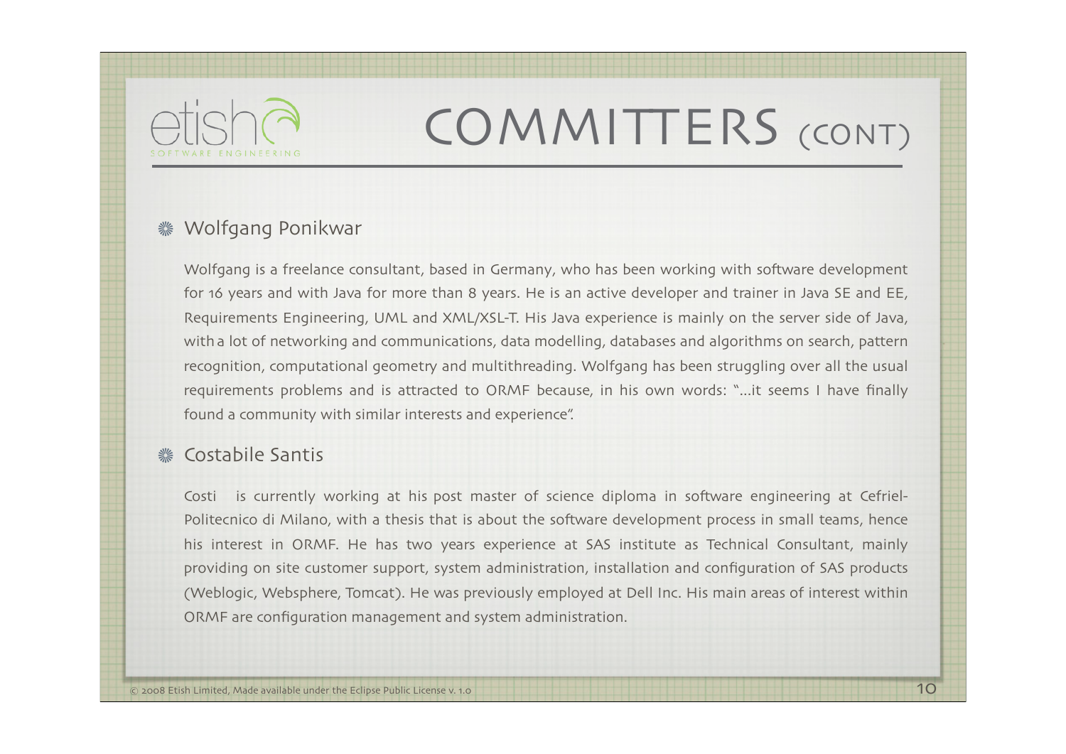# COMMITTERS (CONT)

- Wolfgang Ponikwar

  Wolfgang is a freelance consultant, based in Germany, who has been working with software development for 16 years and with Java for more than 8 years. He is an active developer and trainer in Java SE and EE, Requirements Engineering, UML and XML/XSL-T. His Java experience is mainly on the server side of Java, with a lot of networking and communications, data modelling, databases and algorithms on search, pattern recognition, computational geometry and multithreading. Wolfgang has been struggling over all the usual requirements problems and is attracted to ORMF because, in his own words: "...it seems I have finally found a community with similar interests and experience".

- Costabile Santis

  Costi is currently working at his post master of science diploma in software engineering at Cefriel-Politecnico di Milano, with a thesis that is about the software development process in small teams, hence his interest in ORMF. He has two years experience at SAS institute as Technical Consultant, mainly providing on site customer support, system administration, installation and configuration of SAS products (Weblogic, Websphere, Tomcat). He was previously employed at Dell Inc. His main areas of interest within ORMF are configuration management and system administration.

© 2008 Etish Limited, Made available under the Eclipse Public License v. 1.0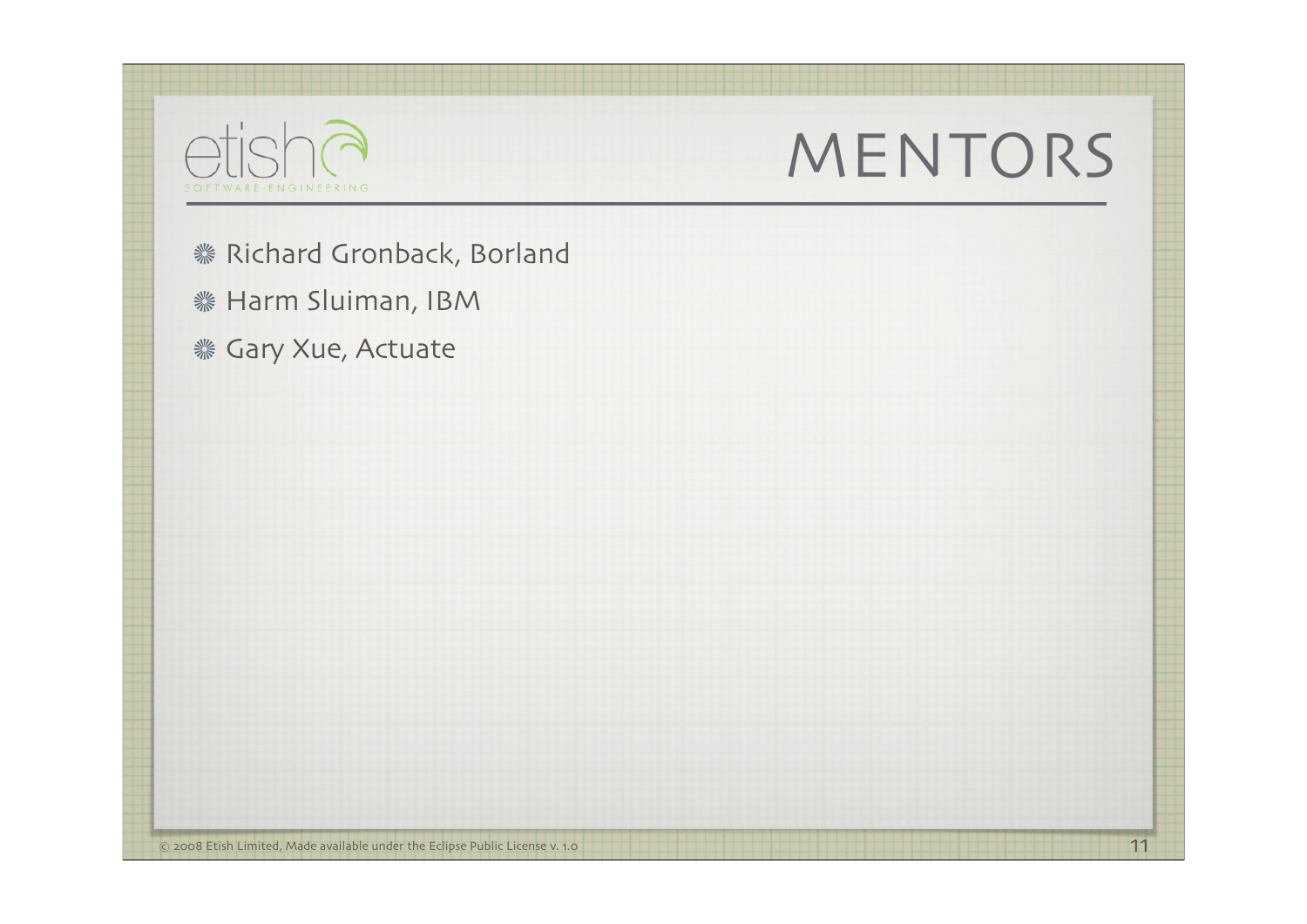# MENTORS

- Richard Gronback, Borland
- Harm Sluiman, IBM
- Gary Xue, Actuate

© 2008 Etish Limited, Made available under the Eclipse Public License v. 1.0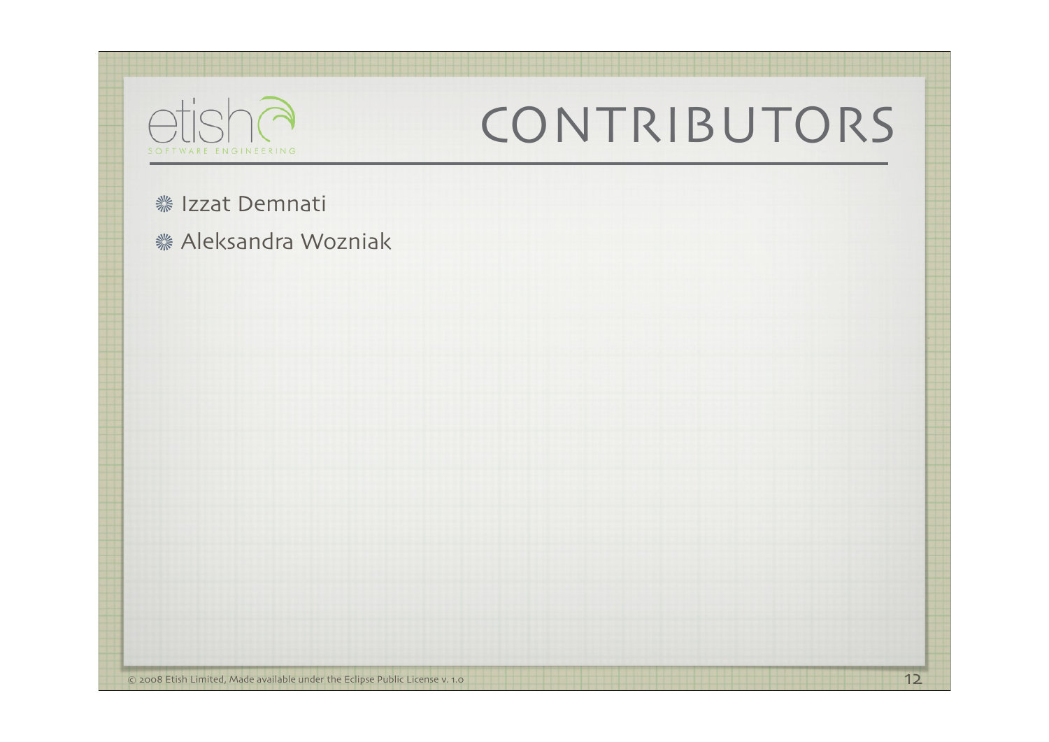# CONTRIBUTORS

- Izzat Demnati
- Aleksandra Wozniak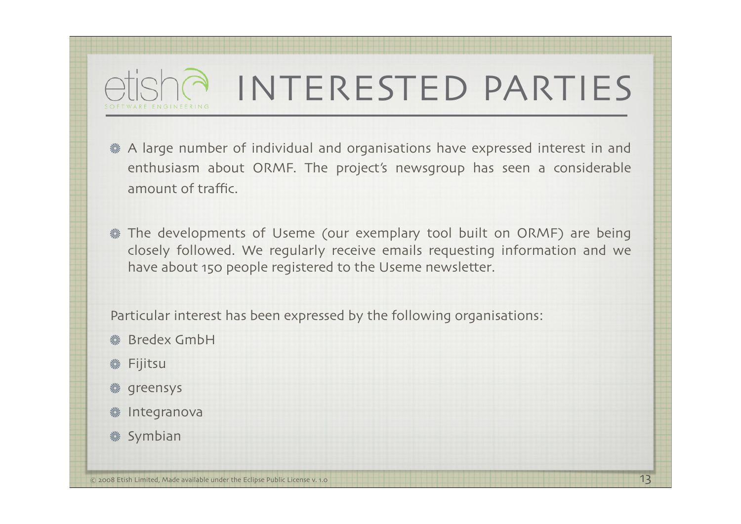# INTERESTED PARTIES

- A large number of individual and organisations have expressed interest in and enthusiasm about ORMF. The project's newsgroup has seen a considerable amount of traffic.

- The developments of Useme (our exemplary tool built on ORMF) are being closely followed. We regularly receive emails requesting information and we have about 150 people registered to the Useme newsletter.

Particular interest has been expressed by the following organisations:

- Bredex GmbH
- Fijitsu
- greensys
- Integranova
- Symbian

© 2008 Etish Limited, Made available under the Eclipse Public License v. 1.0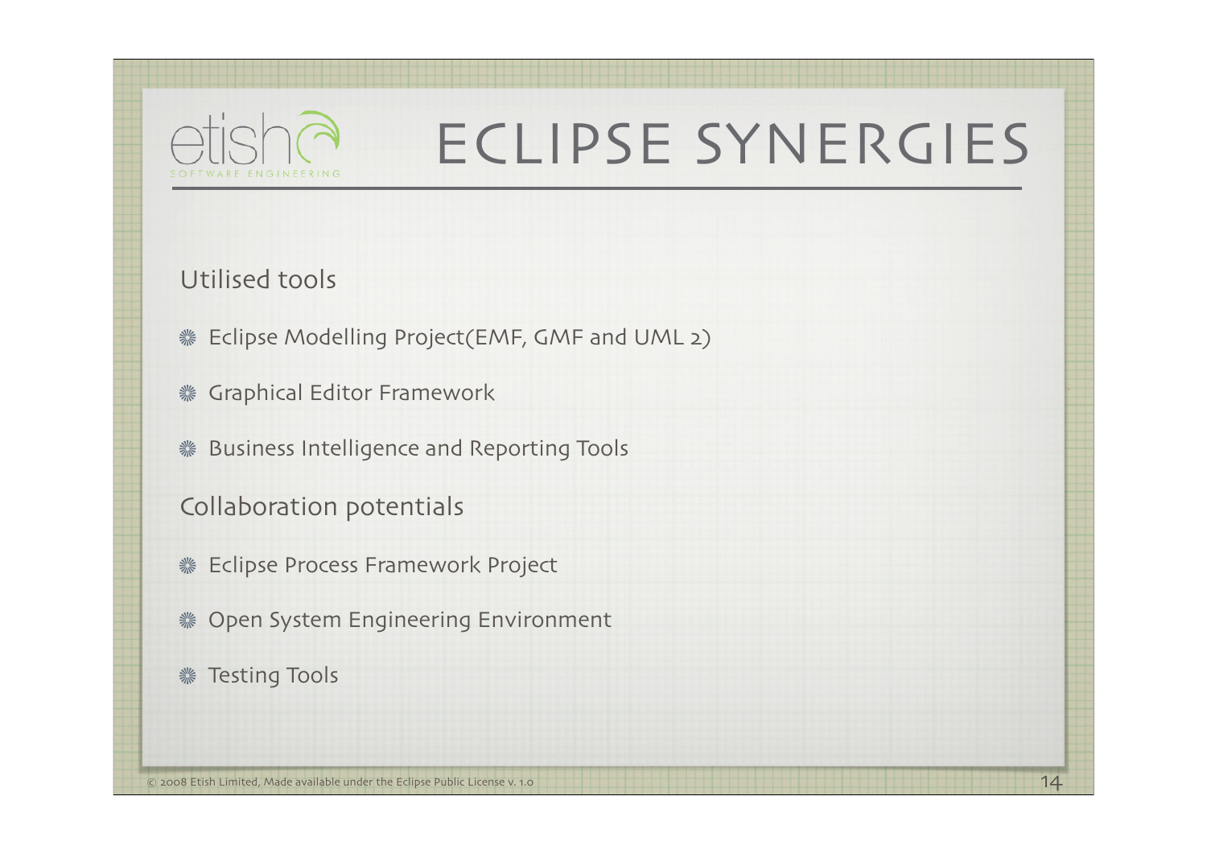# ECLIPSE SYNERGIES

Utilised tools

- Eclipse Modelling Project(EMF, GMF and UML 2)
- Graphical Editor Framework
- Business Intelligence and Reporting Tools

Collaboration potentials

- Eclipse Process Framework Project
- Open System Engineering Environment
- Testing Tools

© 2008 Etish Limited, Made available under the Eclipse Public License v. 1.0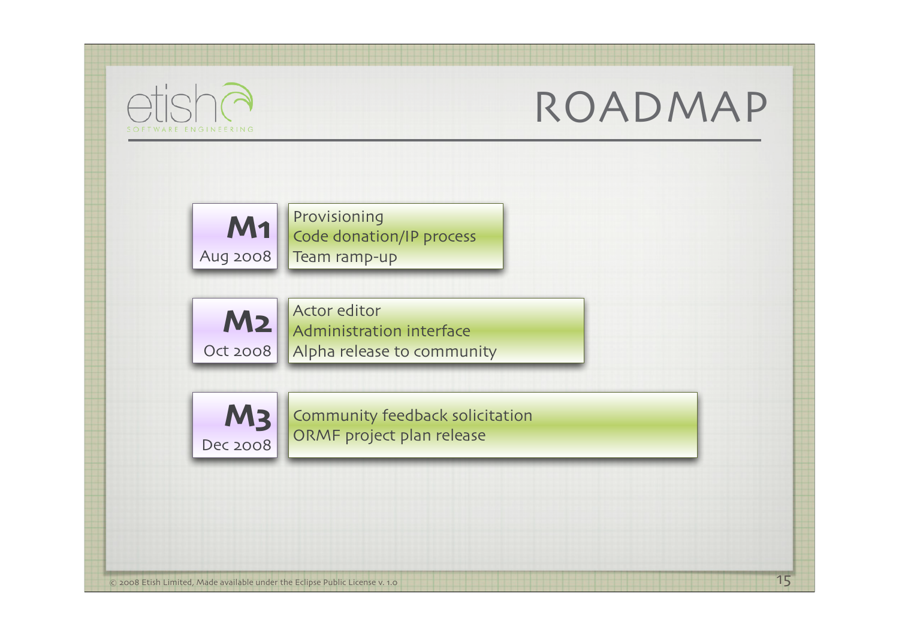# ROADMAP

**M1**
Aug 2008

- Provisioning
- Code donation/IP process
- Team ramp-up

**M2**
Oct 2008

- Actor editor
- Administration interface
- Alpha release to community

**M3**
Dec 2008

- Community feedback solicitation
- ORMF project plan release

© 2008 Etish Limited, Made available under the Eclipse Public License v. 1.0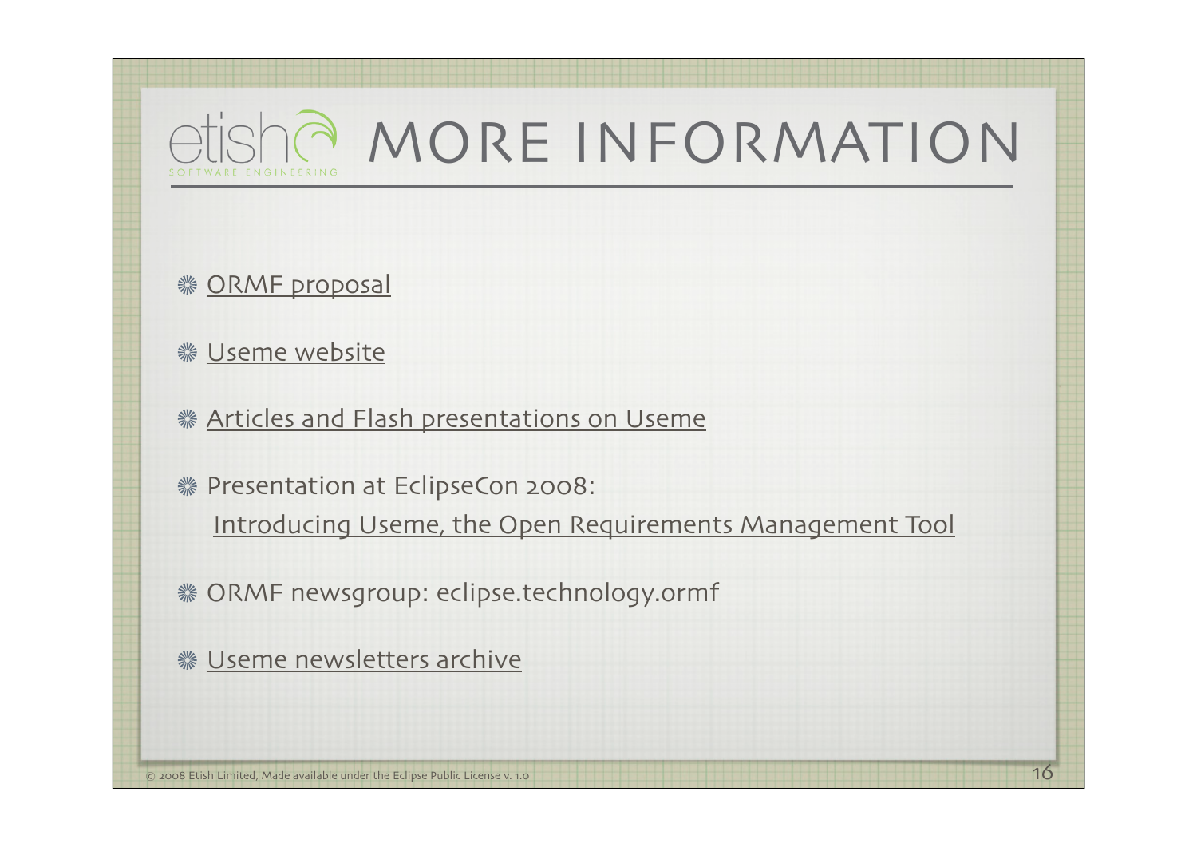# MORE INFORMATION

- ORMF proposal
- Useme website
- Articles and Flash presentations on Useme
- Presentation at EclipseCon 2008:
  Introducing Useme, the Open Requirements Management Tool
- ORMF newsgroup: eclipse.technology.ormf
- Useme newsletters archive

© 2008 Etish Limited, Made available under the Eclipse Public License v. 1.0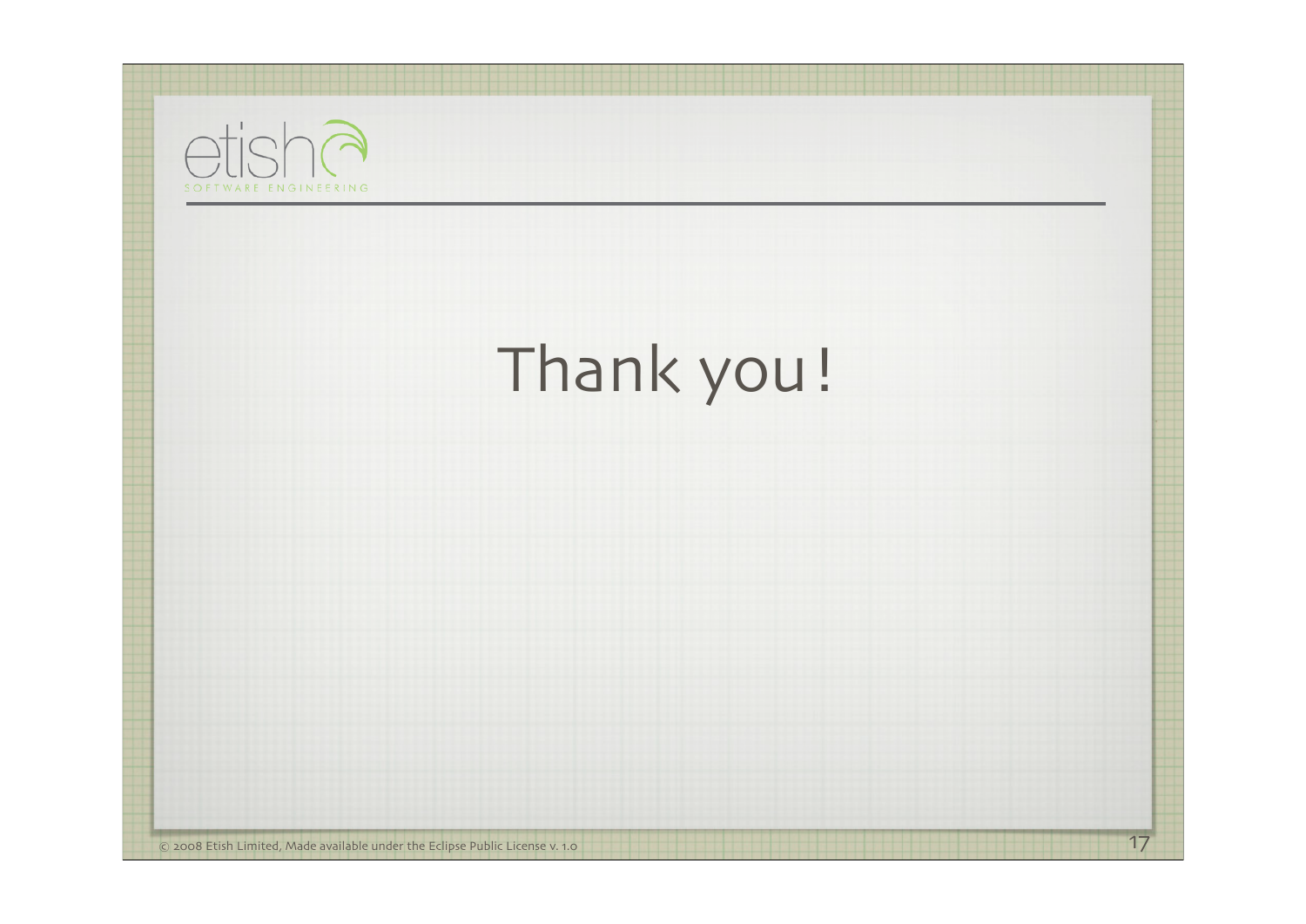# Thank you!

© 2008 Etish Limited, Made available under the Eclipse Public License v. 1.0